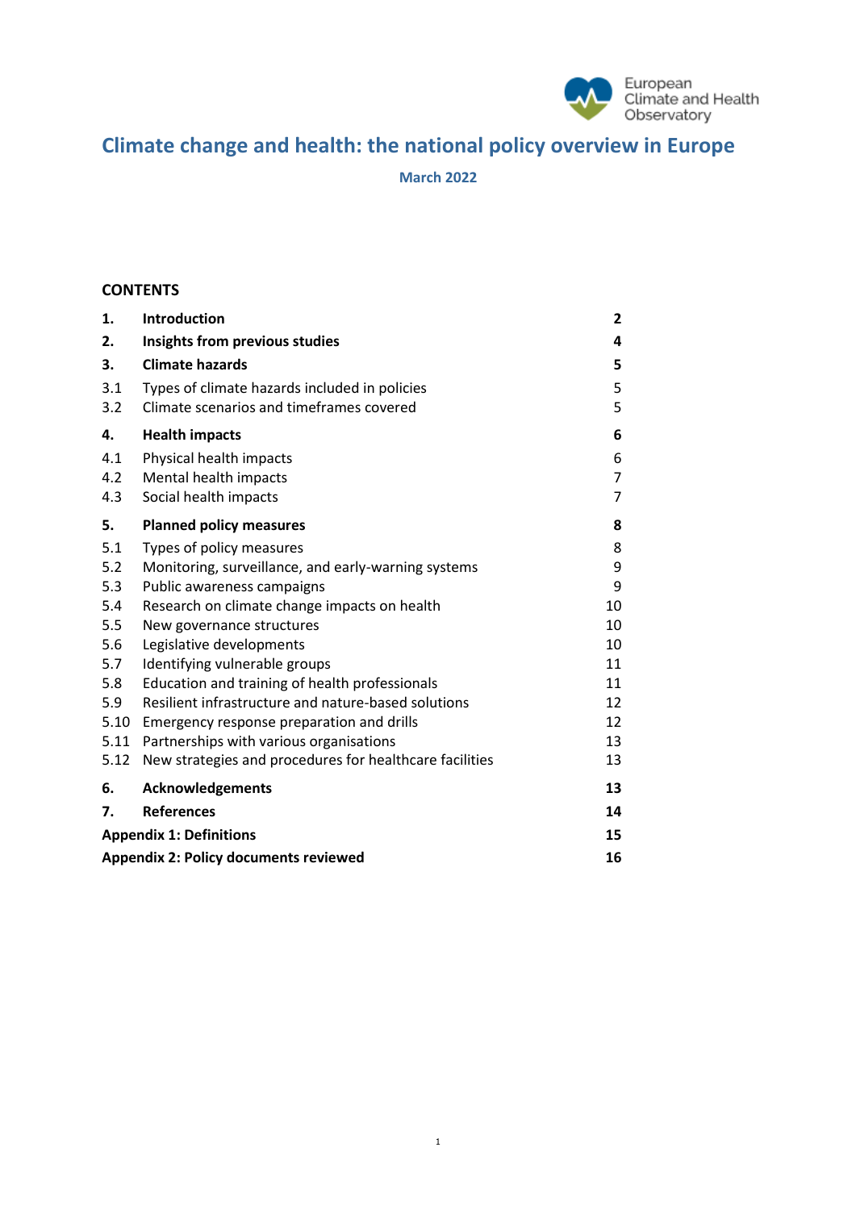European Climate and Health Observatory

# Climate change and health: the national policy overview in Europe

**March 2022**

## CONTENTS

| | | |
|---|---|---|
| **1.** | **Introduction** | **2** |
| **2.** | **Insights from previous studies** | **4** |
| **3.** | **Climate hazards** | **5** |
| 3.1 | Types of climate hazards included in policies | 5 |
| 3.2 | Climate scenarios and timeframes covered | 5 |
| **4.** | **Health impacts** | **6** |
| 4.1 | Physical health impacts | 6 |
| 4.2 | Mental health impacts | 7 |
| 4.3 | Social health impacts | 7 |
| **5.** | **Planned policy measures** | **8** |
| 5.1 | Types of policy measures | 8 |
| 5.2 | Monitoring, surveillance, and early-warning systems | 9 |
| 5.3 | Public awareness campaigns | 9 |
| 5.4 | Research on climate change impacts on health | 10 |
| 5.5 | New governance structures | 10 |
| 5.6 | Legislative developments | 10 |
| 5.7 | Identifying vulnerable groups | 11 |
| 5.8 | Education and training of health professionals | 11 |
| 5.9 | Resilient infrastructure and nature-based solutions | 12 |
| 5.10 | Emergency response preparation and drills | 12 |
| 5.11 | Partnerships with various organisations | 13 |
| 5.12 | New strategies and procedures for healthcare facilities | 13 |
| **6.** | **Acknowledgements** | **13** |
| **7.** | **References** | **14** |
| **Appendix 1: Definitions** | | **15** |
| **Appendix 2: Policy documents reviewed** | | **16** |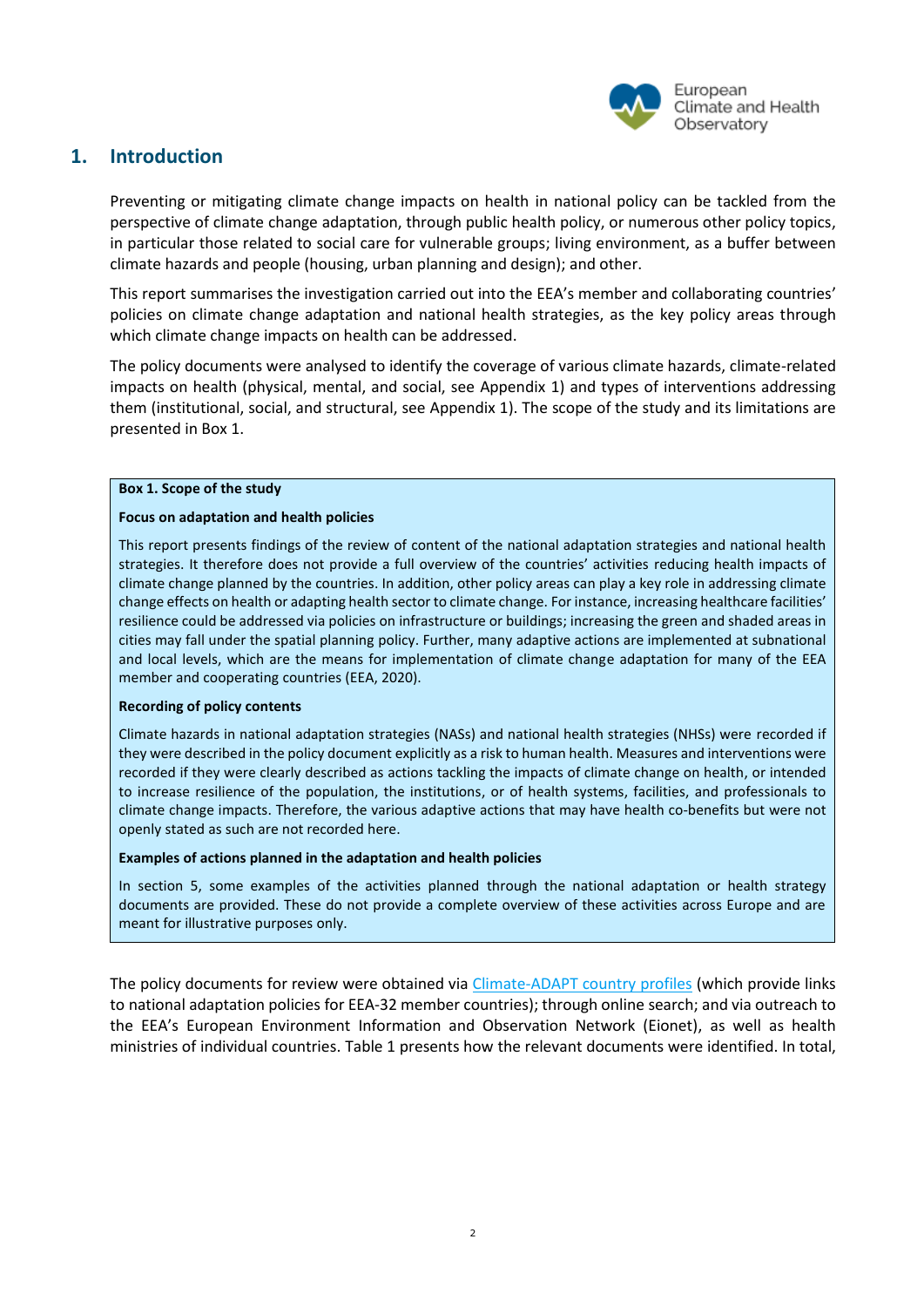## 1. Introduction

Preventing or mitigating climate change impacts on health in national policy can be tackled from the perspective of climate change adaptation, through public health policy, or numerous other policy topics, in particular those related to social care for vulnerable groups; living environment, as a buffer between climate hazards and people (housing, urban planning and design); and other.

This report summarises the investigation carried out into the EEA's member and collaborating countries' policies on climate change adaptation and national health strategies, as the key policy areas through which climate change impacts on health can be addressed.

The policy documents were analysed to identify the coverage of various climate hazards, climate-related impacts on health (physical, mental, and social, see Appendix 1) and types of interventions addressing them (institutional, social, and structural, see Appendix 1). The scope of the study and its limitations are presented in Box 1.

> **Box 1. Scope of the study**
>
> **Focus on adaptation and health policies**
>
> This report presents findings of the review of content of the national adaptation strategies and national health strategies. It therefore does not provide a full overview of the countries' activities reducing health impacts of climate change planned by the countries. In addition, other policy areas can play a key role in addressing climate change effects on health or adapting health sector to climate change. For instance, increasing healthcare facilities' resilience could be addressed via policies on infrastructure or buildings; increasing the green and shaded areas in cities may fall under the spatial planning policy. Further, many adaptive actions are implemented at subnational and local levels, which are the means for implementation of climate change adaptation for many of the EEA member and cooperating countries (EEA, 2020).
>
> **Recording of policy contents**
>
> Climate hazards in national adaptation strategies (NASs) and national health strategies (NHSs) were recorded if they were described in the policy document explicitly as a risk to human health. Measures and interventions were recorded if they were clearly described as actions tackling the impacts of climate change on health, or intended to increase resilience of the population, the institutions, or of health systems, facilities, and professionals to climate change impacts. Therefore, the various adaptive actions that may have health co-benefits but were not openly stated as such are not recorded here.
>
> **Examples of actions planned in the adaptation and health policies**
>
> In section 5, some examples of the activities planned through the national adaptation or health strategy documents are provided. These do not provide a complete overview of these activities across Europe and are meant for illustrative purposes only.

The policy documents for review were obtained via Climate-ADAPT country profiles (which provide links to national adaptation policies for EEA-32 member countries); through online search; and via outreach to the EEA's European Environment Information and Observation Network (Eionet), as well as health ministries of individual countries. Table 1 presents how the relevant documents were identified. In total,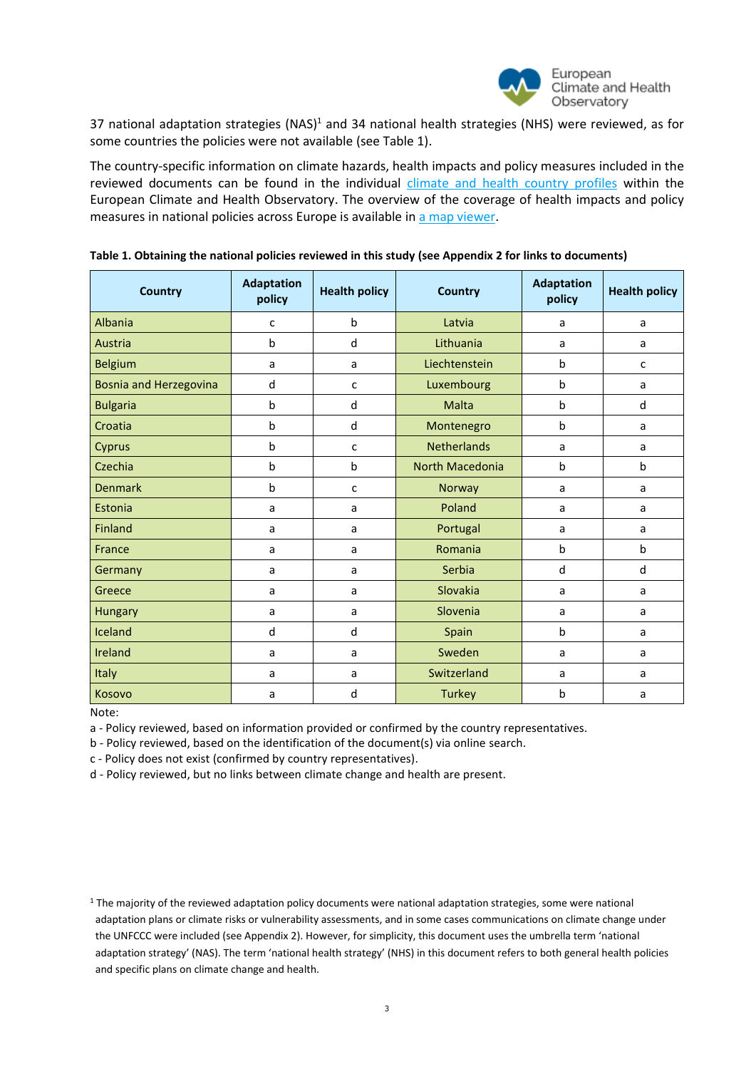37 national adaptation strategies (NAS)[1] and 34 national health strategies (NHS) were reviewed, as for some countries the policies were not available (see Table 1).

The country-specific information on climate hazards, health impacts and policy measures included in the reviewed documents can be found in the individual climate and health country profiles within the European Climate and Health Observatory. The overview of the coverage of health impacts and policy measures in national policies across Europe is available in a map viewer.

**Table 1. Obtaining the national policies reviewed in this study (see Appendix 2 for links to documents)**

| Country | Adaptation policy | Health policy | Country | Adaptation policy | Health policy |
|---|---|---|---|---|---|
| Albania | c | b | Latvia | a | a |
| Austria | b | d | Lithuania | a | a |
| Belgium | a | a | Liechtenstein | b | c |
| Bosnia and Herzegovina | d | c | Luxembourg | b | a |
| Bulgaria | b | d | Malta | b | d |
| Croatia | b | d | Montenegro | b | a |
| Cyprus | b | c | Netherlands | a | a |
| Czechia | b | b | North Macedonia | b | b |
| Denmark | b | c | Norway | a | a |
| Estonia | a | a | Poland | a | a |
| Finland | a | a | Portugal | a | a |
| France | a | a | Romania | b | b |
| Germany | a | a | Serbia | d | d |
| Greece | a | a | Slovakia | a | a |
| Hungary | a | a | Slovenia | a | a |
| Iceland | d | d | Spain | b | a |
| Ireland | a | a | Sweden | a | a |
| Italy | a | a | Switzerland | a | a |
| Kosovo | a | d | Turkey | b | a |

Note:

a - Policy reviewed, based on information provided or confirmed by the country representatives.

b - Policy reviewed, based on the identification of the document(s) via online search.

c - Policy does not exist (confirmed by country representatives).

d - Policy reviewed, but no links between climate change and health are present.

[1] The majority of the reviewed adaptation policy documents were national adaptation strategies, some were national adaptation plans or climate risks or vulnerability assessments, and in some cases communications on climate change under the UNFCCC were included (see Appendix 2). However, for simplicity, this document uses the umbrella term 'national adaptation strategy' (NAS). The term 'national health strategy' (NHS) in this document refers to both general health policies and specific plans on climate change and health.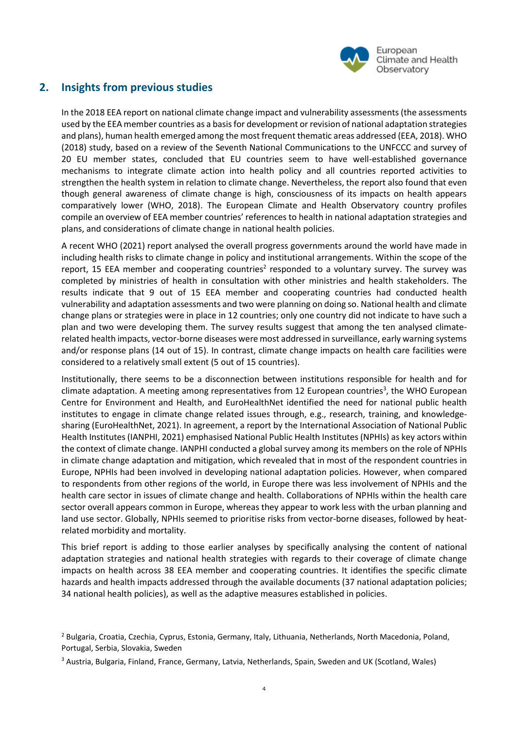## 2. Insights from previous studies

In the 2018 EEA report on national climate change impact and vulnerability assessments (the assessments used by the EEA member countries as a basis for development or revision of national adaptation strategies and plans), human health emerged among the most frequent thematic areas addressed (EEA, 2018). WHO (2018) study, based on a review of the Seventh National Communications to the UNFCCC and survey of 20 EU member states, concluded that EU countries seem to have well-established governance mechanisms to integrate climate action into health policy and all countries reported activities to strengthen the health system in relation to climate change. Nevertheless, the report also found that even though general awareness of climate change is high, consciousness of its impacts on health appears comparatively lower (WHO, 2018). The European Climate and Health Observatory country profiles compile an overview of EEA member countries' references to health in national adaptation strategies and plans, and considerations of climate change in national health policies.

A recent WHO (2021) report analysed the overall progress governments around the world have made in including health risks to climate change in policy and institutional arrangements. Within the scope of the report, 15 EEA member and cooperating countries[2] responded to a voluntary survey. The survey was completed by ministries of health in consultation with other ministries and health stakeholders. The results indicate that 9 out of 15 EEA member and cooperating countries had conducted health vulnerability and adaptation assessments and two were planning on doing so. National health and climate change plans or strategies were in place in 12 countries; only one country did not indicate to have such a plan and two were developing them. The survey results suggest that among the ten analysed climate-related health impacts, vector-borne diseases were most addressed in surveillance, early warning systems and/or response plans (14 out of 15). In contrast, climate change impacts on health care facilities were considered to a relatively small extent (5 out of 15 countries).

Institutionally, there seems to be a disconnection between institutions responsible for health and for climate adaptation. A meeting among representatives from 12 European countries[3], the WHO European Centre for Environment and Health, and EuroHealthNet identified the need for national public health institutes to engage in climate change related issues through, e.g., research, training, and knowledge-sharing (EuroHealthNet, 2021). In agreement, a report by the International Association of National Public Health Institutes (IANPHI, 2021) emphasised National Public Health Institutes (NPHIs) as key actors within the context of climate change. IANPHI conducted a global survey among its members on the role of NPHIs in climate change adaptation and mitigation, which revealed that in most of the respondent countries in Europe, NPHIs had been involved in developing national adaptation policies. However, when compared to respondents from other regions of the world, in Europe there was less involvement of NPHIs and the health care sector in issues of climate change and health. Collaborations of NPHIs within the health care sector overall appears common in Europe, whereas they appear to work less with the urban planning and land use sector. Globally, NPHIs seemed to prioritise risks from vector-borne diseases, followed by heat-related morbidity and mortality.

This brief report is adding to those earlier analyses by specifically analysing the content of national adaptation strategies and national health strategies with regards to their coverage of climate change impacts on health across 38 EEA member and cooperating countries. It identifies the specific climate hazards and health impacts addressed through the available documents (37 national adaptation policies; 34 national health policies), as well as the adaptive measures established in policies.

[2] Bulgaria, Croatia, Czechia, Cyprus, Estonia, Germany, Italy, Lithuania, Netherlands, North Macedonia, Poland, Portugal, Serbia, Slovakia, Sweden

[3] Austria, Bulgaria, Finland, France, Germany, Latvia, Netherlands, Spain, Sweden and UK (Scotland, Wales)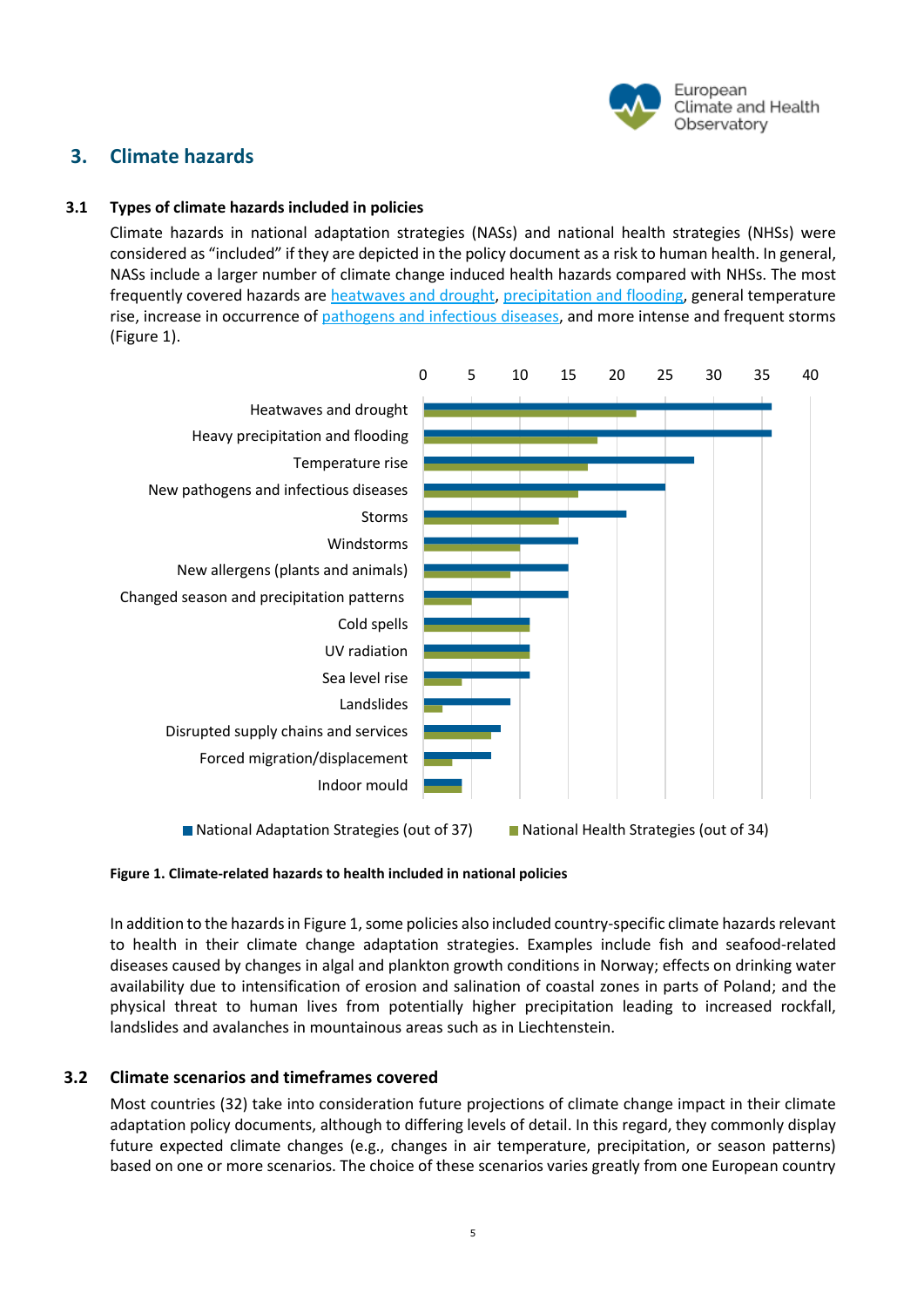## 3. Climate hazards

### 3.1 Types of climate hazards included in policies

Climate hazards in national adaptation strategies (NASs) and national health strategies (NHSs) were considered as "included" if they are depicted in the policy document as a risk to human health. In general, NASs include a larger number of climate change induced health hazards compared with NHSs. The most frequently covered hazards are heatwaves and drought, precipitation and flooding, general temperature rise, increase in occurrence of pathogens and infectious diseases, and more intense and frequent storms (Figure 1).

0 5 10 15 20 25 30 35 40

Heatwaves and drought
Heavy precipitation and flooding
Temperature rise
New pathogens and infectious diseases
Storms
Windstorms
New allergens (plants and animals)
Changed season and precipitation patterns
Cold spells
UV radiation
Sea level rise
Landslides
Disrupted supply chains and services
Forced migration/displacement
Indoor mould

National Adaptation Strategies (out of 37) National Health Strategies (out of 34)

**Figure 1. Climate-related hazards to health included in national policies**

In addition to the hazards in Figure 1, some policies also included country-specific climate hazards relevant to health in their climate change adaptation strategies. Examples include fish and seafood-related diseases caused by changes in algal and plankton growth conditions in Norway; effects on drinking water availability due to intensification of erosion and salination of coastal zones in parts of Poland; and the physical threat to human lives from potentially higher precipitation leading to increased rockfall, landslides and avalanches in mountainous areas such as in Liechtenstein.

### 3.2 Climate scenarios and timeframes covered

Most countries (32) take into consideration future projections of climate change impact in their climate adaptation policy documents, although to differing levels of detail. In this regard, they commonly display future expected climate changes (e.g., changes in air temperature, precipitation, or season patterns) based on one or more scenarios. The choice of these scenarios varies greatly from one European country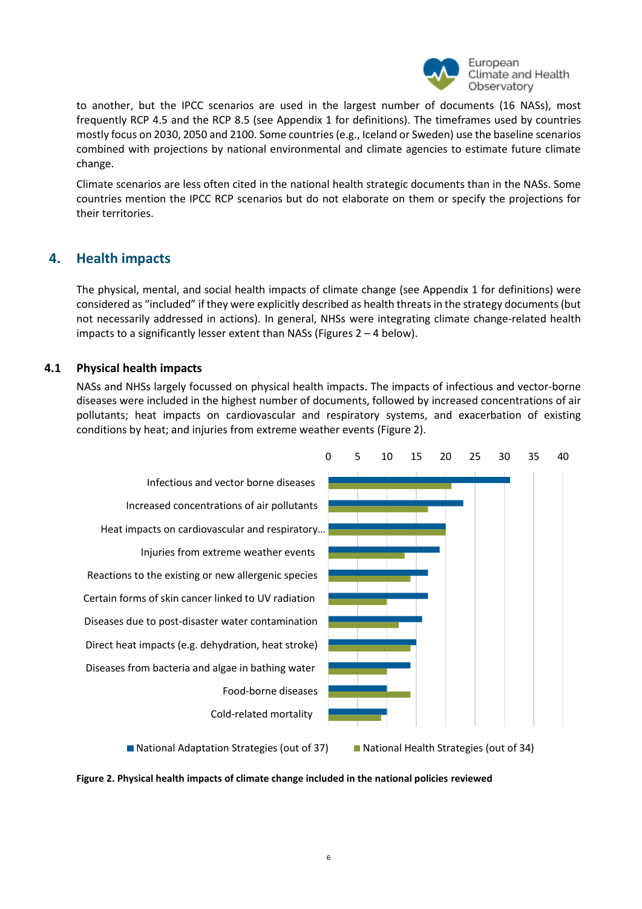to another, but the IPCC scenarios are used in the largest number of documents (16 NASs), most frequently RCP 4.5 and the RCP 8.5 (see Appendix 1 for definitions). The timeframes used by countries mostly focus on 2030, 2050 and 2100. Some countries (e.g., Iceland or Sweden) use the baseline scenarios combined with projections by national environmental and climate agencies to estimate future climate change.

Climate scenarios are less often cited in the national health strategic documents than in the NASs. Some countries mention the IPCC RCP scenarios but do not elaborate on them or specify the projections for their territories.

## 4. Health impacts

The physical, mental, and social health impacts of climate change (see Appendix 1 for definitions) were considered as "included" if they were explicitly described as health threats in the strategy documents (but not necessarily addressed in actions). In general, NHSs were integrating climate change-related health impacts to a significantly lesser extent than NASs (Figures 2 – 4 below).

### 4.1 Physical health impacts

NASs and NHSs largely focussed on physical health impacts. The impacts of infectious and vector-borne diseases were included in the highest number of documents, followed by increased concentrations of air pollutants; heat impacts on cardiovascular and respiratory systems, and exacerbation of existing conditions by heat; and injuries from extreme weather events (Figure 2).

0 5 10 15 20 25 30 35 40

Infectious and vector borne diseases
Increased concentrations of air pollutants
Heat impacts on cardiovascular and respiratory...
Injuries from extreme weather events
Reactions to the existing or new allergenic species
Certain forms of skin cancer linked to UV radiation
Diseases due to post-disaster water contamination
Direct heat impacts (e.g. dehydration, heat stroke)
Diseases from bacteria and algae in bathing water
Food-borne diseases
Cold-related mortality

National Adaptation Strategies (out of 37)
National Health Strategies (out of 34)

**Figure 2. Physical health impacts of climate change included in the national policies reviewed**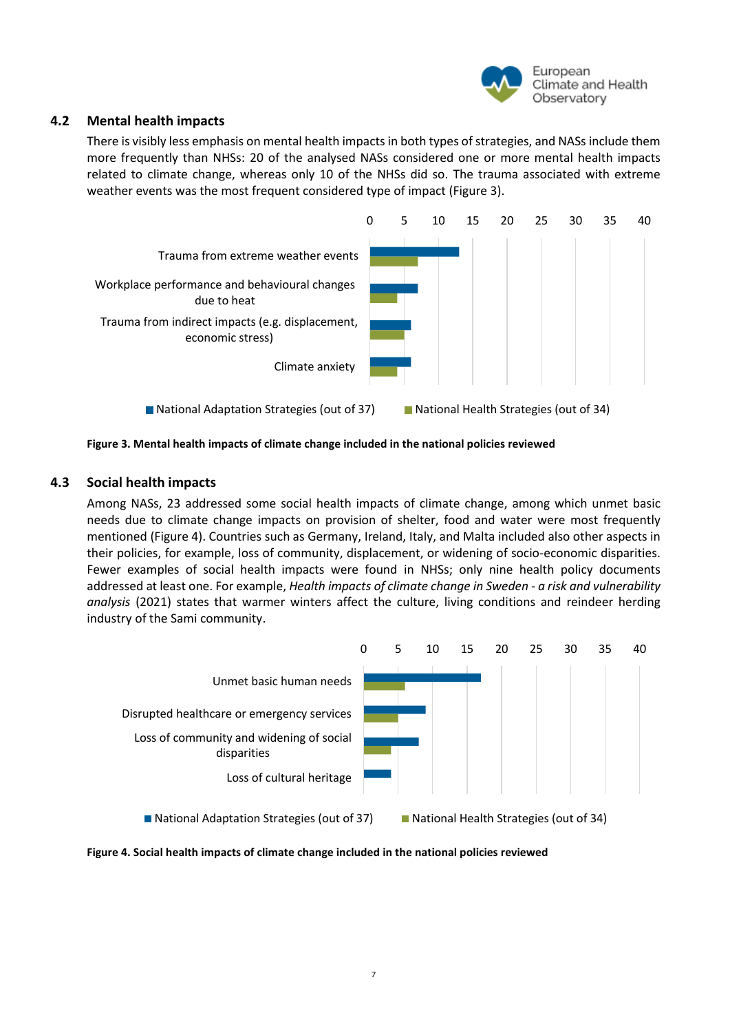## 4.2 Mental health impacts

There is visibly less emphasis on mental health impacts in both types of strategies, and NASs include them more frequently than NHSs: 20 of the analysed NASs considered one or more mental health impacts related to climate change, whereas only 10 of the NHSs did so. The trauma associated with extreme weather events was the most frequent considered type of impact (Figure 3).

0 5 10 15 20 25 30 35 40

Trauma from extreme weather events

Workplace performance and behavioural changes due to heat

Trauma from indirect impacts (e.g. displacement, economic stress)

Climate anxiety

National Adaptation Strategies (out of 37)

National Health Strategies (out of 34)

**Figure 3. Mental health impacts of climate change included in the national policies reviewed**

## 4.3 Social health impacts

Among NASs, 23 addressed some social health impacts of climate change, among which unmet basic needs due to climate change impacts on provision of shelter, food and water were most frequently mentioned (Figure 4). Countries such as Germany, Ireland, Italy, and Malta included also other aspects in their policies, for example, loss of community, displacement, or widening of socio-economic disparities. Fewer examples of social health impacts were found in NHSs; only nine health policy documents addressed at least one. For example, *Health impacts of climate change in Sweden - a risk and vulnerability analysis* (2021) states that warmer winters affect the culture, living conditions and reindeer herding industry of the Sami community.

0 5 10 15 20 25 30 35 40

Unmet basic human needs

Disrupted healthcare or emergency services

Loss of community and widening of social disparities

Loss of cultural heritage

National Adaptation Strategies (out of 37)

National Health Strategies (out of 34)

**Figure 4. Social health impacts of climate change included in the national policies reviewed**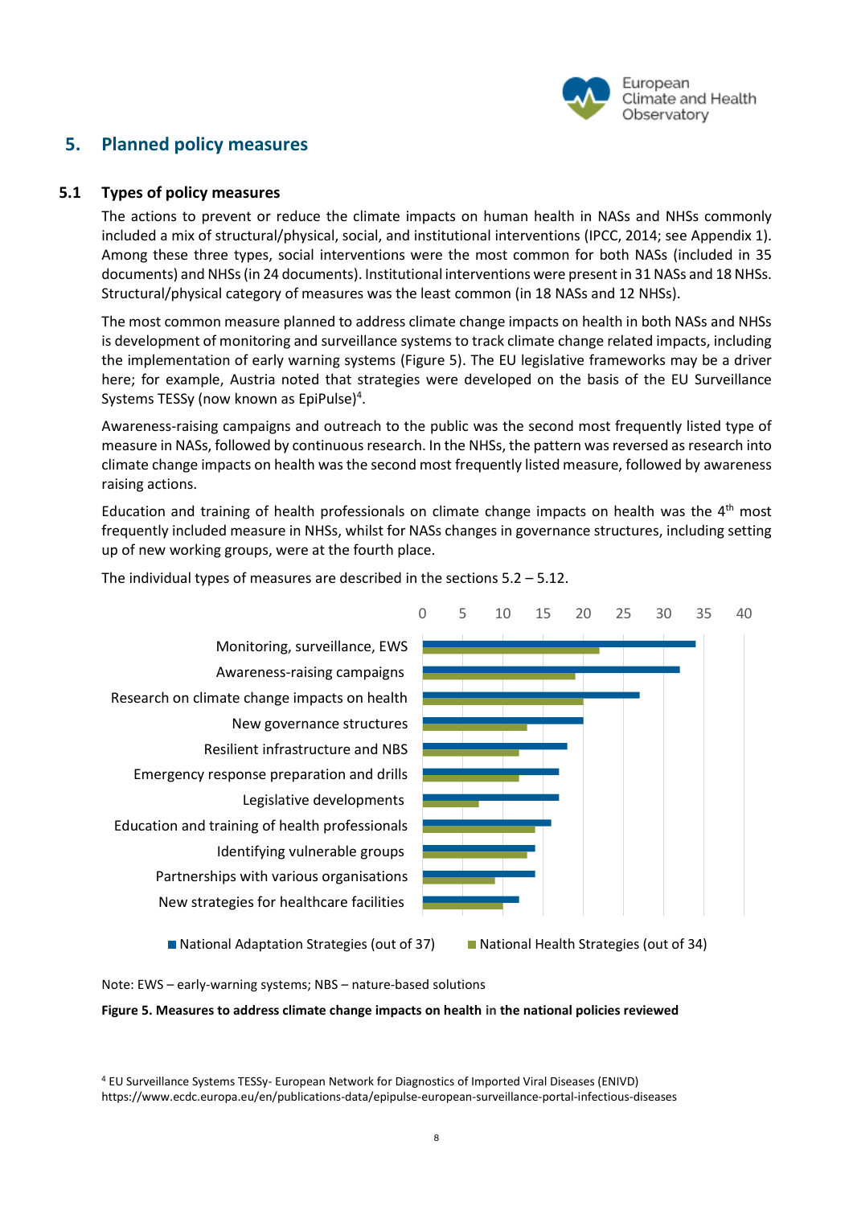## 5. Planned policy measures

### 5.1 Types of policy measures

The actions to prevent or reduce the climate impacts on human health in NASs and NHSs commonly included a mix of structural/physical, social, and institutional interventions (IPCC, 2014; see Appendix 1). Among these three types, social interventions were the most common for both NASs (included in 35 documents) and NHSs (in 24 documents). Institutional interventions were present in 31 NASs and 18 NHSs. Structural/physical category of measures was the least common (in 18 NASs and 12 NHSs).

The most common measure planned to address climate change impacts on health in both NASs and NHSs is development of monitoring and surveillance systems to track climate change related impacts, including the implementation of early warning systems (Figure 5). The EU legislative frameworks may be a driver here; for example, Austria noted that strategies were developed on the basis of the EU Surveillance Systems TESSy (now known as EpiPulse)[4].

Awareness-raising campaigns and outreach to the public was the second most frequently listed type of measure in NASs, followed by continuous research. In the NHSs, the pattern was reversed as research into climate change impacts on health was the second most frequently listed measure, followed by awareness raising actions.

Education and training of health professionals on climate change impacts on health was the 4th most frequently included measure in NHSs, whilst for NASs changes in governance structures, including setting up of new working groups, were at the fourth place.

The individual types of measures are described in the sections 5.2 – 5.12.

0 5 10 15 20 25 30 35 40

Monitoring, surveillance, EWS
Awareness-raising campaigns
Research on climate change impacts on health
New governance structures
Resilient infrastructure and NBS
Emergency response preparation and drills
Legislative developments
Education and training of health professionals
Identifying vulnerable groups
Partnerships with various organisations
New strategies for healthcare facilities

National Adaptation Strategies (out of 37)
National Health Strategies (out of 34)

Note: EWS – early-warning systems; NBS – nature-based solutions

**Figure 5. Measures to address climate change impacts on health in the national policies reviewed**

[4] EU Surveillance Systems TESSy- European Network for Diagnostics of Imported Viral Diseases (ENIVD) https://www.ecdc.europa.eu/en/publications-data/epipulse-european-surveillance-portal-infectious-diseases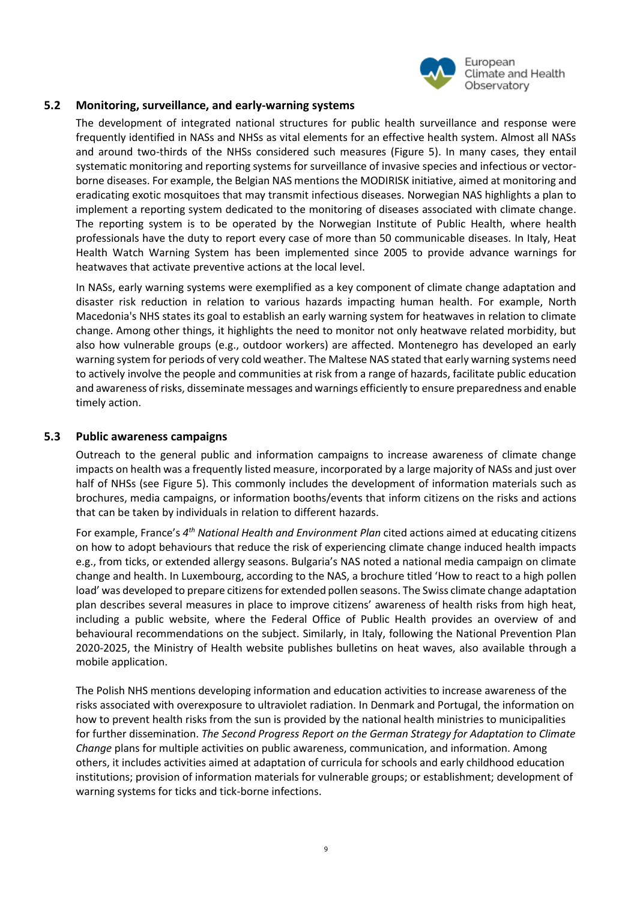### 5.2 Monitoring, surveillance, and early-warning systems

The development of integrated national structures for public health surveillance and response were frequently identified in NASs and NHSs as vital elements for an effective health system. Almost all NASs and around two-thirds of the NHSs considered such measures (Figure 5). In many cases, they entail systematic monitoring and reporting systems for surveillance of invasive species and infectious or vector-borne diseases. For example, the Belgian NAS mentions the MODIRISK initiative, aimed at monitoring and eradicating exotic mosquitoes that may transmit infectious diseases. Norwegian NAS highlights a plan to implement a reporting system dedicated to the monitoring of diseases associated with climate change. The reporting system is to be operated by the Norwegian Institute of Public Health, where health professionals have the duty to report every case of more than 50 communicable diseases. In Italy, Heat Health Watch Warning System has been implemented since 2005 to provide advance warnings for heatwaves that activate preventive actions at the local level.

In NASs, early warning systems were exemplified as a key component of climate change adaptation and disaster risk reduction in relation to various hazards impacting human health. For example, North Macedonia's NHS states its goal to establish an early warning system for heatwaves in relation to climate change. Among other things, it highlights the need to monitor not only heatwave related morbidity, but also how vulnerable groups (e.g., outdoor workers) are affected. Montenegro has developed an early warning system for periods of very cold weather. The Maltese NAS stated that early warning systems need to actively involve the people and communities at risk from a range of hazards, facilitate public education and awareness of risks, disseminate messages and warnings efficiently to ensure preparedness and enable timely action.

### 5.3 Public awareness campaigns

Outreach to the general public and information campaigns to increase awareness of climate change impacts on health was a frequently listed measure, incorporated by a large majority of NASs and just over half of NHSs (see Figure 5). This commonly includes the development of information materials such as brochures, media campaigns, or information booths/events that inform citizens on the risks and actions that can be taken by individuals in relation to different hazards.

For example, France's *4th National Health and Environment Plan* cited actions aimed at educating citizens on how to adopt behaviours that reduce the risk of experiencing climate change induced health impacts e.g., from ticks, or extended allergy seasons. Bulgaria's NAS noted a national media campaign on climate change and health. In Luxembourg, according to the NAS, a brochure titled 'How to react to a high pollen load' was developed to prepare citizens for extended pollen seasons. The Swiss climate change adaptation plan describes several measures in place to improve citizens' awareness of health risks from high heat, including a public website, where the Federal Office of Public Health provides an overview of and behavioural recommendations on the subject. Similarly, in Italy, following the National Prevention Plan 2020-2025, the Ministry of Health website publishes bulletins on heat waves, also available through a mobile application.

The Polish NHS mentions developing information and education activities to increase awareness of the risks associated with overexposure to ultraviolet radiation. In Denmark and Portugal, the information on how to prevent health risks from the sun is provided by the national health ministries to municipalities for further dissemination. *The Second Progress Report on the German Strategy for Adaptation to Climate Change* plans for multiple activities on public awareness, communication, and information. Among others, it includes activities aimed at adaptation of curricula for schools and early childhood education institutions; provision of information materials for vulnerable groups; or establishment; development of warning systems for ticks and tick-borne infections.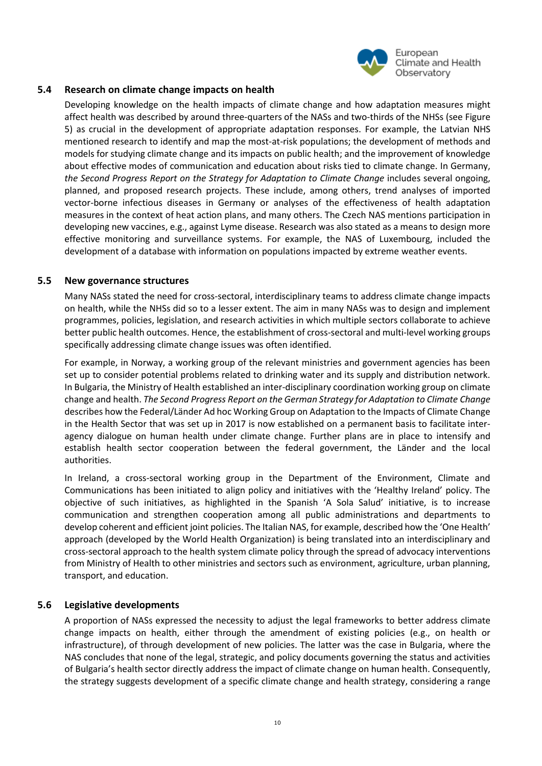### 5.4 Research on climate change impacts on health

Developing knowledge on the health impacts of climate change and how adaptation measures might affect health was described by around three-quarters of the NASs and two-thirds of the NHSs (see Figure 5) as crucial in the development of appropriate adaptation responses. For example, the Latvian NHS mentioned research to identify and map the most-at-risk populations; the development of methods and models for studying climate change and its impacts on public health; and the improvement of knowledge about effective modes of communication and education about risks tied to climate change. In Germany, *the Second Progress Report on the Strategy for Adaptation to Climate Change* includes several ongoing, planned, and proposed research projects. These include, among others, trend analyses of imported vector-borne infectious diseases in Germany or analyses of the effectiveness of health adaptation measures in the context of heat action plans, and many others. The Czech NAS mentions participation in developing new vaccines, e.g., against Lyme disease. Research was also stated as a means to design more effective monitoring and surveillance systems. For example, the NAS of Luxembourg, included the development of a database with information on populations impacted by extreme weather events.

### 5.5 New governance structures

Many NASs stated the need for cross-sectoral, interdisciplinary teams to address climate change impacts on health, while the NHSs did so to a lesser extent. The aim in many NASs was to design and implement programmes, policies, legislation, and research activities in which multiple sectors collaborate to achieve better public health outcomes. Hence, the establishment of cross-sectoral and multi-level working groups specifically addressing climate change issues was often identified.

For example, in Norway, a working group of the relevant ministries and government agencies has been set up to consider potential problems related to drinking water and its supply and distribution network. In Bulgaria, the Ministry of Health established an inter-disciplinary coordination working group on climate change and health. *The Second Progress Report on the German Strategy for Adaptation to Climate Change* describes how the Federal/Länder Ad hoc Working Group on Adaptation to the Impacts of Climate Change in the Health Sector that was set up in 2017 is now established on a permanent basis to facilitate inter-agency dialogue on human health under climate change. Further plans are in place to intensify and establish health sector cooperation between the federal government, the Länder and the local authorities.

In Ireland, a cross-sectoral working group in the Department of the Environment, Climate and Communications has been initiated to align policy and initiatives with the 'Healthy Ireland' policy. The objective of such initiatives, as highlighted in the Spanish 'A Sola Salud' initiative, is to increase communication and strengthen cooperation among all public administrations and departments to develop coherent and efficient joint policies. The Italian NAS, for example, described how the 'One Health' approach (developed by the World Health Organization) is being translated into an interdisciplinary and cross-sectoral approach to the health system climate policy through the spread of advocacy interventions from Ministry of Health to other ministries and sectors such as environment, agriculture, urban planning, transport, and education.

### 5.6 Legislative developments

A proportion of NASs expressed the necessity to adjust the legal frameworks to better address climate change impacts on health, either through the amendment of existing policies (e.g., on health or infrastructure), of through development of new policies. The latter was the case in Bulgaria, where the NAS concludes that none of the legal, strategic, and policy documents governing the status and activities of Bulgaria's health sector directly address the impact of climate change on human health. Consequently, the strategy suggests development of a specific climate change and health strategy, considering a range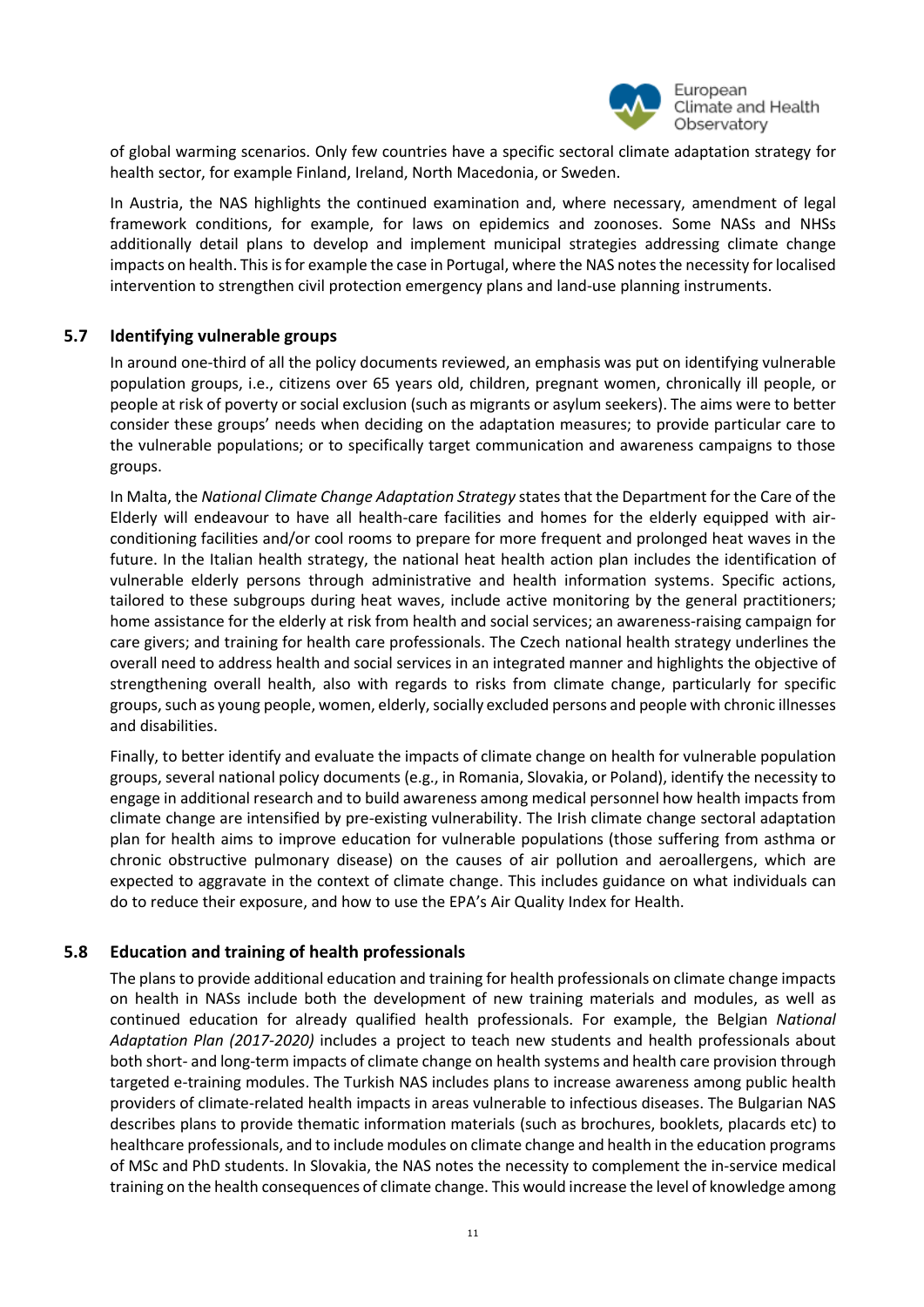of global warming scenarios. Only few countries have a specific sectoral climate adaptation strategy for health sector, for example Finland, Ireland, North Macedonia, or Sweden.

In Austria, the NAS highlights the continued examination and, where necessary, amendment of legal framework conditions, for example, for laws on epidemics and zoonoses. Some NASs and NHSs additionally detail plans to develop and implement municipal strategies addressing climate change impacts on health. This is for example the case in Portugal, where the NAS notes the necessity for localised intervention to strengthen civil protection emergency plans and land-use planning instruments.

## 5.7 Identifying vulnerable groups

In around one-third of all the policy documents reviewed, an emphasis was put on identifying vulnerable population groups, i.e., citizens over 65 years old, children, pregnant women, chronically ill people, or people at risk of poverty or social exclusion (such as migrants or asylum seekers). The aims were to better consider these groups' needs when deciding on the adaptation measures; to provide particular care to the vulnerable populations; or to specifically target communication and awareness campaigns to those groups.

In Malta, the *National Climate Change Adaptation Strategy* states that the Department for the Care of the Elderly will endeavour to have all health-care facilities and homes for the elderly equipped with air-conditioning facilities and/or cool rooms to prepare for more frequent and prolonged heat waves in the future. In the Italian health strategy, the national heat health action plan includes the identification of vulnerable elderly persons through administrative and health information systems. Specific actions, tailored to these subgroups during heat waves, include active monitoring by the general practitioners; home assistance for the elderly at risk from health and social services; an awareness-raising campaign for care givers; and training for health care professionals. The Czech national health strategy underlines the overall need to address health and social services in an integrated manner and highlights the objective of strengthening overall health, also with regards to risks from climate change, particularly for specific groups, such as young people, women, elderly, socially excluded persons and people with chronic illnesses and disabilities.

Finally, to better identify and evaluate the impacts of climate change on health for vulnerable population groups, several national policy documents (e.g., in Romania, Slovakia, or Poland), identify the necessity to engage in additional research and to build awareness among medical personnel how health impacts from climate change are intensified by pre-existing vulnerability. The Irish climate change sectoral adaptation plan for health aims to improve education for vulnerable populations (those suffering from asthma or chronic obstructive pulmonary disease) on the causes of air pollution and aeroallergens, which are expected to aggravate in the context of climate change. This includes guidance on what individuals can do to reduce their exposure, and how to use the EPA's Air Quality Index for Health.

## 5.8 Education and training of health professionals

The plans to provide additional education and training for health professionals on climate change impacts on health in NASs include both the development of new training materials and modules, as well as continued education for already qualified health professionals. For example, the Belgian *National Adaptation Plan (2017-2020)* includes a project to teach new students and health professionals about both short- and long-term impacts of climate change on health systems and health care provision through targeted e-training modules. The Turkish NAS includes plans to increase awareness among public health providers of climate-related health impacts in areas vulnerable to infectious diseases. The Bulgarian NAS describes plans to provide thematic information materials (such as brochures, booklets, placards etc) to healthcare professionals, and to include modules on climate change and health in the education programs of MSc and PhD students. In Slovakia, the NAS notes the necessity to complement the in-service medical training on the health consequences of climate change. This would increase the level of knowledge among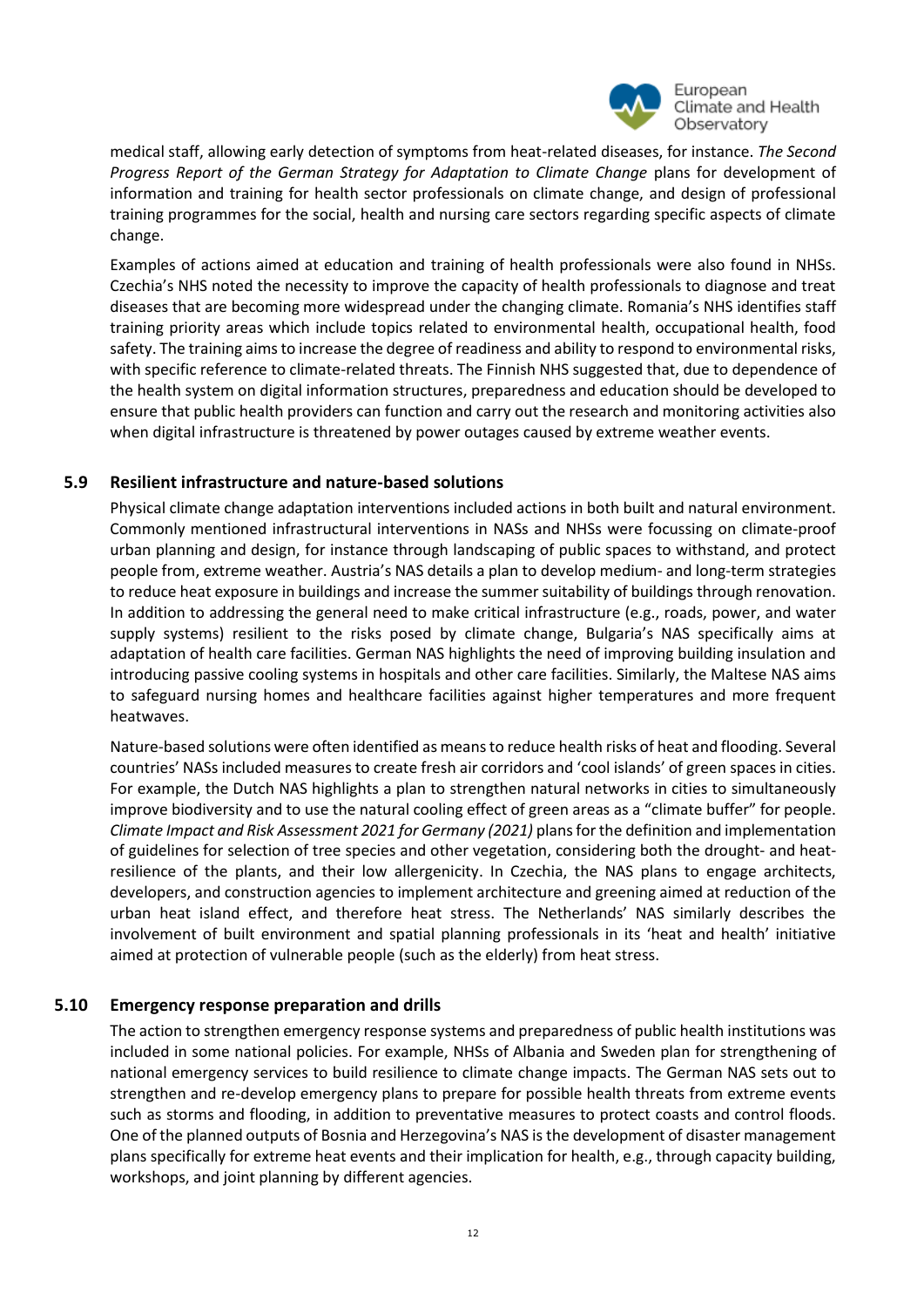medical staff, allowing early detection of symptoms from heat-related diseases, for instance. *The Second Progress Report of the German Strategy for Adaptation to Climate Change* plans for development of information and training for health sector professionals on climate change, and design of professional training programmes for the social, health and nursing care sectors regarding specific aspects of climate change.

Examples of actions aimed at education and training of health professionals were also found in NHSs. Czechia's NHS noted the necessity to improve the capacity of health professionals to diagnose and treat diseases that are becoming more widespread under the changing climate. Romania's NHS identifies staff training priority areas which include topics related to environmental health, occupational health, food safety. The training aims to increase the degree of readiness and ability to respond to environmental risks, with specific reference to climate-related threats. The Finnish NHS suggested that, due to dependence of the health system on digital information structures, preparedness and education should be developed to ensure that public health providers can function and carry out the research and monitoring activities also when digital infrastructure is threatened by power outages caused by extreme weather events.

## 5.9 Resilient infrastructure and nature-based solutions

Physical climate change adaptation interventions included actions in both built and natural environment. Commonly mentioned infrastructural interventions in NASs and NHSs were focussing on climate-proof urban planning and design, for instance through landscaping of public spaces to withstand, and protect people from, extreme weather. Austria's NAS details a plan to develop medium- and long-term strategies to reduce heat exposure in buildings and increase the summer suitability of buildings through renovation. In addition to addressing the general need to make critical infrastructure (e.g., roads, power, and water supply systems) resilient to the risks posed by climate change, Bulgaria's NAS specifically aims at adaptation of health care facilities. German NAS highlights the need of improving building insulation and introducing passive cooling systems in hospitals and other care facilities. Similarly, the Maltese NAS aims to safeguard nursing homes and healthcare facilities against higher temperatures and more frequent heatwaves.

Nature-based solutions were often identified as means to reduce health risks of heat and flooding. Several countries' NASs included measures to create fresh air corridors and 'cool islands' of green spaces in cities. For example, the Dutch NAS highlights a plan to strengthen natural networks in cities to simultaneously improve biodiversity and to use the natural cooling effect of green areas as a "climate buffer" for people. *Climate Impact and Risk Assessment 2021 for Germany (2021)* plans for the definition and implementation of guidelines for selection of tree species and other vegetation, considering both the drought- and heat-resilience of the plants, and their low allergenicity. In Czechia, the NAS plans to engage architects, developers, and construction agencies to implement architecture and greening aimed at reduction of the urban heat island effect, and therefore heat stress. The Netherlands' NAS similarly describes the involvement of built environment and spatial planning professionals in its 'heat and health' initiative aimed at protection of vulnerable people (such as the elderly) from heat stress.

## 5.10 Emergency response preparation and drills

The action to strengthen emergency response systems and preparedness of public health institutions was included in some national policies. For example, NHSs of Albania and Sweden plan for strengthening of national emergency services to build resilience to climate change impacts. The German NAS sets out to strengthen and re-develop emergency plans to prepare for possible health threats from extreme events such as storms and flooding, in addition to preventative measures to protect coasts and control floods. One of the planned outputs of Bosnia and Herzegovina's NAS is the development of disaster management plans specifically for extreme heat events and their implication for health, e.g., through capacity building, workshops, and joint planning by different agencies.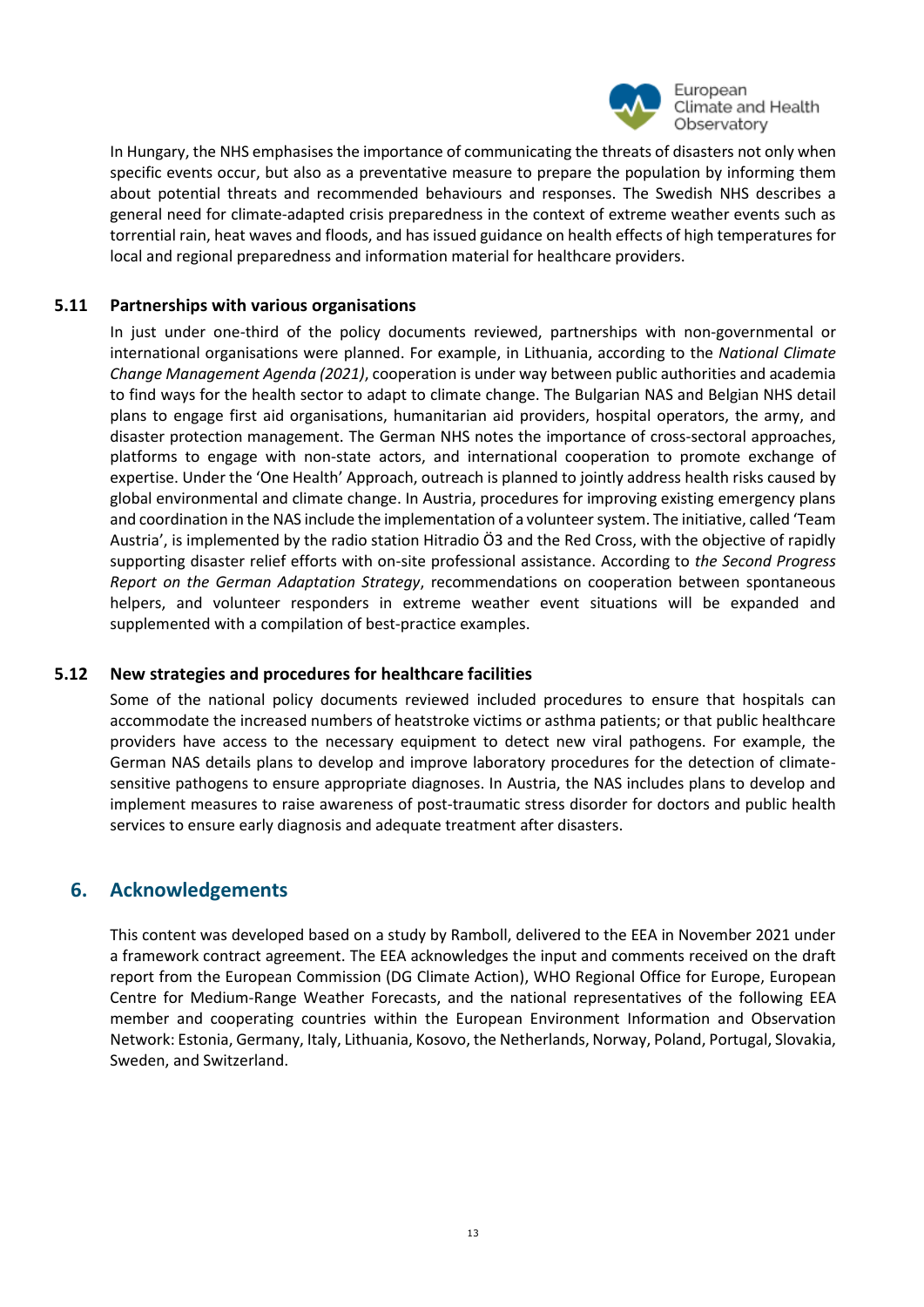In Hungary, the NHS emphasises the importance of communicating the threats of disasters not only when specific events occur, but also as a preventative measure to prepare the population by informing them about potential threats and recommended behaviours and responses. The Swedish NHS describes a general need for climate-adapted crisis preparedness in the context of extreme weather events such as torrential rain, heat waves and floods, and has issued guidance on health effects of high temperatures for local and regional preparedness and information material for healthcare providers.

### 5.11 Partnerships with various organisations

In just under one-third of the policy documents reviewed, partnerships with non-governmental or international organisations were planned. For example, in Lithuania, according to the *National Climate Change Management Agenda (2021)*, cooperation is under way between public authorities and academia to find ways for the health sector to adapt to climate change. The Bulgarian NAS and Belgian NHS detail plans to engage first aid organisations, humanitarian aid providers, hospital operators, the army, and disaster protection management. The German NHS notes the importance of cross-sectoral approaches, platforms to engage with non-state actors, and international cooperation to promote exchange of expertise. Under the 'One Health' Approach, outreach is planned to jointly address health risks caused by global environmental and climate change. In Austria, procedures for improving existing emergency plans and coordination in the NAS include the implementation of a volunteer system. The initiative, called 'Team Austria', is implemented by the radio station Hitradio Ö3 and the Red Cross, with the objective of rapidly supporting disaster relief efforts with on-site professional assistance. According to *the Second Progress Report on the German Adaptation Strategy*, recommendations on cooperation between spontaneous helpers, and volunteer responders in extreme weather event situations will be expanded and supplemented with a compilation of best-practice examples.

### 5.12 New strategies and procedures for healthcare facilities

Some of the national policy documents reviewed included procedures to ensure that hospitals can accommodate the increased numbers of heatstroke victims or asthma patients; or that public healthcare providers have access to the necessary equipment to detect new viral pathogens. For example, the German NAS details plans to develop and improve laboratory procedures for the detection of climate-sensitive pathogens to ensure appropriate diagnoses. In Austria, the NAS includes plans to develop and implement measures to raise awareness of post-traumatic stress disorder for doctors and public health services to ensure early diagnosis and adequate treatment after disasters.

## 6. Acknowledgements

This content was developed based on a study by Ramboll, delivered to the EEA in November 2021 under a framework contract agreement. The EEA acknowledges the input and comments received on the draft report from the European Commission (DG Climate Action), WHO Regional Office for Europe, European Centre for Medium-Range Weather Forecasts, and the national representatives of the following EEA member and cooperating countries within the European Environment Information and Observation Network: Estonia, Germany, Italy, Lithuania, Kosovo, the Netherlands, Norway, Poland, Portugal, Slovakia, Sweden, and Switzerland.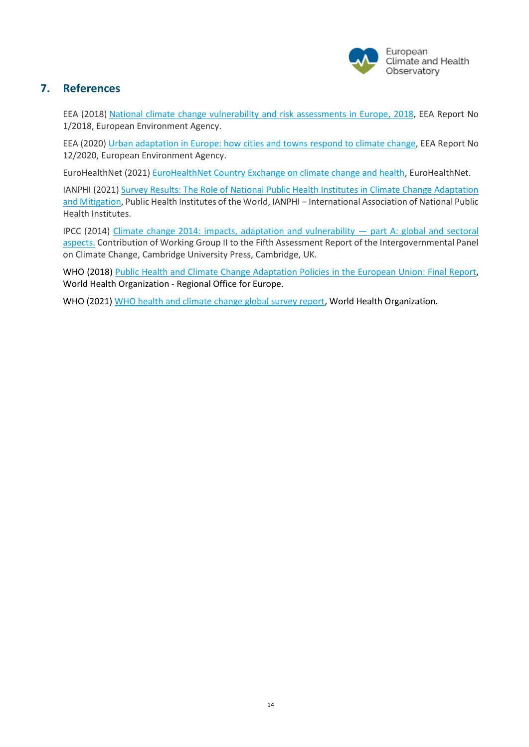## 7. References

EEA (2018) National climate change vulnerability and risk assessments in Europe, 2018, EEA Report No 1/2018, European Environment Agency.

EEA (2020) Urban adaptation in Europe: how cities and towns respond to climate change, EEA Report No 12/2020, European Environment Agency.

EuroHealthNet (2021) EuroHealthNet Country Exchange on climate change and health, EuroHealthNet.

IANPHI (2021) Survey Results: The Role of National Public Health Institutes in Climate Change Adaptation and Mitigation, Public Health Institutes of the World, IANPHI – International Association of National Public Health Institutes.

IPCC (2014) Climate change 2014: impacts, adaptation and vulnerability — part A: global and sectoral aspects. Contribution of Working Group II to the Fifth Assessment Report of the Intergovernmental Panel on Climate Change, Cambridge University Press, Cambridge, UK.

WHO (2018) Public Health and Climate Change Adaptation Policies in the European Union: Final Report, World Health Organization - Regional Office for Europe.

WHO (2021) WHO health and climate change global survey report, World Health Organization.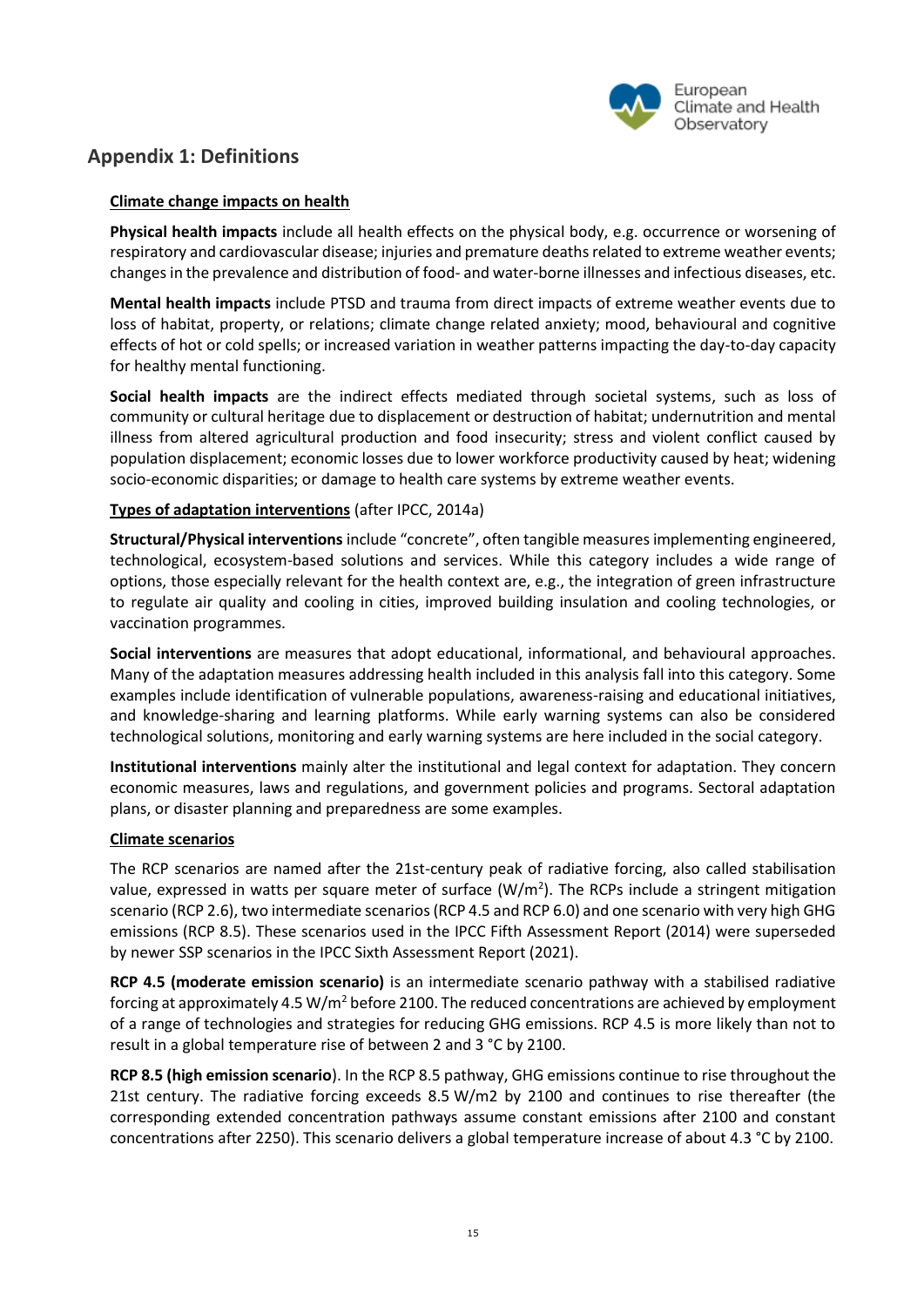## Appendix 1: Definitions

**Climate change impacts on health**

**Physical health impacts** include all health effects on the physical body, e.g. occurrence or worsening of respiratory and cardiovascular disease; injuries and premature deaths related to extreme weather events; changes in the prevalence and distribution of food- and water-borne illnesses and infectious diseases, etc.

**Mental health impacts** include PTSD and trauma from direct impacts of extreme weather events due to loss of habitat, property, or relations; climate change related anxiety; mood, behavioural and cognitive effects of hot or cold spells; or increased variation in weather patterns impacting the day-to-day capacity for healthy mental functioning.

**Social health impacts** are the indirect effects mediated through societal systems, such as loss of community or cultural heritage due to displacement or destruction of habitat; undernutrition and mental illness from altered agricultural production and food insecurity; stress and violent conflict caused by population displacement; economic losses due to lower workforce productivity caused by heat; widening socio-economic disparities; or damage to health care systems by extreme weather events.

**Types of adaptation interventions** (after IPCC, 2014a)

**Structural/Physical interventions** include "concrete", often tangible measures implementing engineered, technological, ecosystem-based solutions and services. While this category includes a wide range of options, those especially relevant for the health context are, e.g., the integration of green infrastructure to regulate air quality and cooling in cities, improved building insulation and cooling technologies, or vaccination programmes.

**Social interventions** are measures that adopt educational, informational, and behavioural approaches. Many of the adaptation measures addressing health included in this analysis fall into this category. Some examples include identification of vulnerable populations, awareness-raising and educational initiatives, and knowledge-sharing and learning platforms. While early warning systems can also be considered technological solutions, monitoring and early warning systems are here included in the social category.

**Institutional interventions** mainly alter the institutional and legal context for adaptation. They concern economic measures, laws and regulations, and government policies and programs. Sectoral adaptation plans, or disaster planning and preparedness are some examples.

**Climate scenarios**

The RCP scenarios are named after the 21st-century peak of radiative forcing, also called stabilisation value, expressed in watts per square meter of surface ($W/m^2$). The RCPs include a stringent mitigation scenario (RCP 2.6), two intermediate scenarios (RCP 4.5 and RCP 6.0) and one scenario with very high GHG emissions (RCP 8.5). These scenarios used in the IPCC Fifth Assessment Report (2014) were superseded by newer SSP scenarios in the IPCC Sixth Assessment Report (2021).

**RCP 4.5 (moderate emission scenario)** is an intermediate scenario pathway with a stabilised radiative forcing at approximately 4.5 $W/m^2$ before 2100. The reduced concentrations are achieved by employment of a range of technologies and strategies for reducing GHG emissions. RCP 4.5 is more likely than not to result in a global temperature rise of between 2 and 3 °C by 2100.

**RCP 8.5 (high emission scenario**). In the RCP 8.5 pathway, GHG emissions continue to rise throughout the 21st century. The radiative forcing exceeds 8.5 W/m2 by 2100 and continues to rise thereafter (the corresponding extended concentration pathways assume constant emissions after 2100 and constant concentrations after 2250). This scenario delivers a global temperature increase of about 4.3 °C by 2100.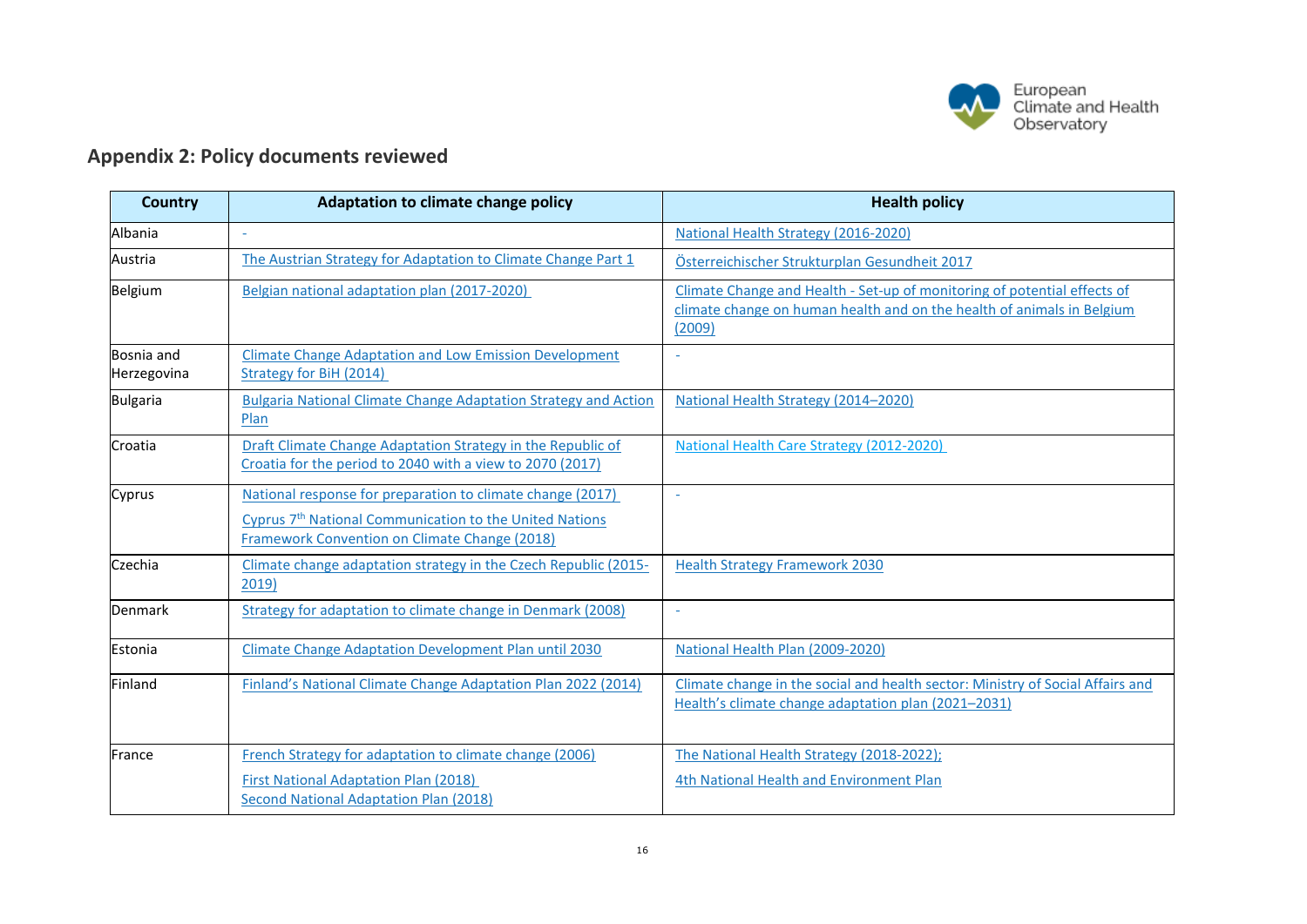## Appendix 2: Policy documents reviewed

| Country | Adaptation to climate change policy | Health policy |
|---|---|---|
| Albania | - | National Health Strategy (2016-2020) |
| Austria | The Austrian Strategy for Adaptation to Climate Change Part 1 | Österreichischer Strukturplan Gesundheit 2017 |
| Belgium | Belgian national adaptation plan (2017-2020) | Climate Change and Health - Set-up of monitoring of potential effects of climate change on human health and on the health of animals in Belgium (2009) |
| Bosnia and Herzegovina | Climate Change Adaptation and Low Emission Development Strategy for BiH (2014) | - |
| Bulgaria | Bulgaria National Climate Change Adaptation Strategy and Action Plan | National Health Strategy (2014–2020) |
| Croatia | Draft Climate Change Adaptation Strategy in the Republic of Croatia for the period to 2040 with a view to 2070 (2017) | National Health Care Strategy (2012-2020) |
| Cyprus | National response for preparation to climate change (2017)<br>Cyprus 7th National Communication to the United Nations Framework Convention on Climate Change (2018) | - |
| Czechia | Climate change adaptation strategy in the Czech Republic (2015-2019) | Health Strategy Framework 2030 |
| Denmark | Strategy for adaptation to climate change in Denmark (2008) | - |
| Estonia | Climate Change Adaptation Development Plan until 2030 | National Health Plan (2009-2020) |
| Finland | Finland's National Climate Change Adaptation Plan 2022 (2014) | Climate change in the social and health sector: Ministry of Social Affairs and Health's climate change adaptation plan (2021–2031) |
| France | French Strategy for adaptation to climate change (2006)<br>First National Adaptation Plan (2018)<br>Second National Adaptation Plan (2018) | The National Health Strategy (2018-2022);<br>4th National Health and Environment Plan |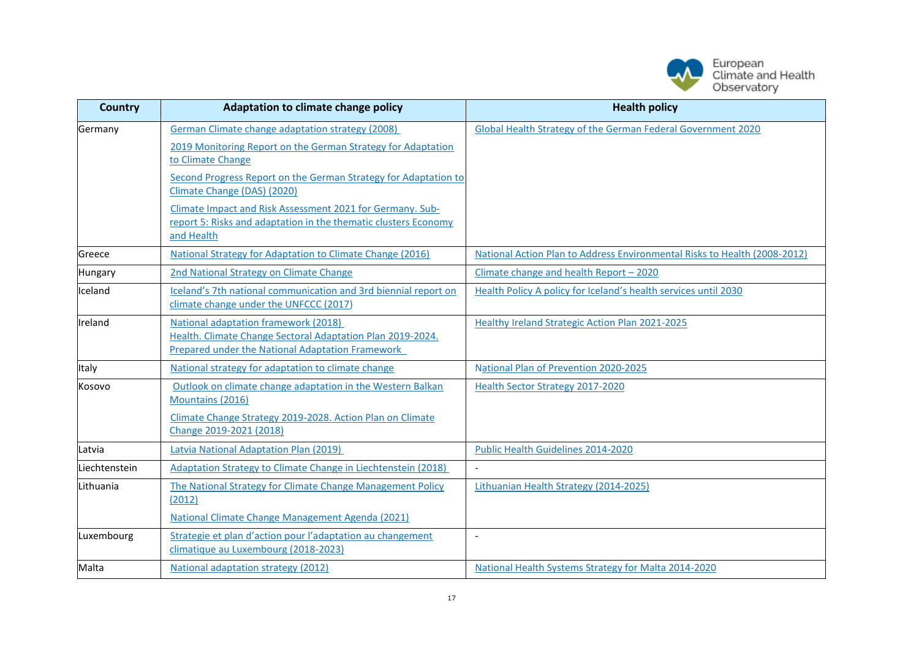| Country | Adaptation to climate change policy | Health policy |
|---|---|---|
| Germany | German Climate change adaptation strategy (2008)<br>2019 Monitoring Report on the German Strategy for Adaptation to Climate Change<br>Second Progress Report on the German Strategy for Adaptation to Climate Change (DAS) (2020)<br>Climate Impact and Risk Assessment 2021 for Germany. Sub-report 5: Risks and adaptation in the thematic clusters Economy and Health | Global Health Strategy of the German Federal Government 2020 |
| Greece | National Strategy for Adaptation to Climate Change (2016) | National Action Plan to Address Environmental Risks to Health (2008-2012) |
| Hungary | 2nd National Strategy on Climate Change | Climate change and health Report – 2020 |
| Iceland | Iceland's 7th national communication and 3rd biennial report on climate change under the UNFCCC (2017) | Health Policy A policy for Iceland's health services until 2030 |
| Ireland | National adaptation framework (2018)<br>Health. Climate Change Sectoral Adaptation Plan 2019-2024. Prepared under the National Adaptation Framework | Healthy Ireland Strategic Action Plan 2021-2025 |
| Italy | National strategy for adaptation to climate change | National Plan of Prevention 2020-2025 |
| Kosovo | Outlook on climate change adaptation in the Western Balkan Mountains (2016)<br>Climate Change Strategy 2019-2028. Action Plan on Climate Change 2019-2021 (2018) | Health Sector Strategy 2017-2020 |
| Latvia | Latvia National Adaptation Plan (2019) | Public Health Guidelines 2014-2020 |
| Liechtenstein | Adaptation Strategy to Climate Change in Liechtenstein (2018) | - |
| Lithuania | The National Strategy for Climate Change Management Policy (2012)<br>National Climate Change Management Agenda (2021) | Lithuanian Health Strategy (2014-2025) |
| Luxembourg | Strategie et plan d'action pour l'adaptation au changement climatique au Luxembourg (2018-2023) | - |
| Malta | National adaptation strategy (2012) | National Health Systems Strategy for Malta 2014-2020 |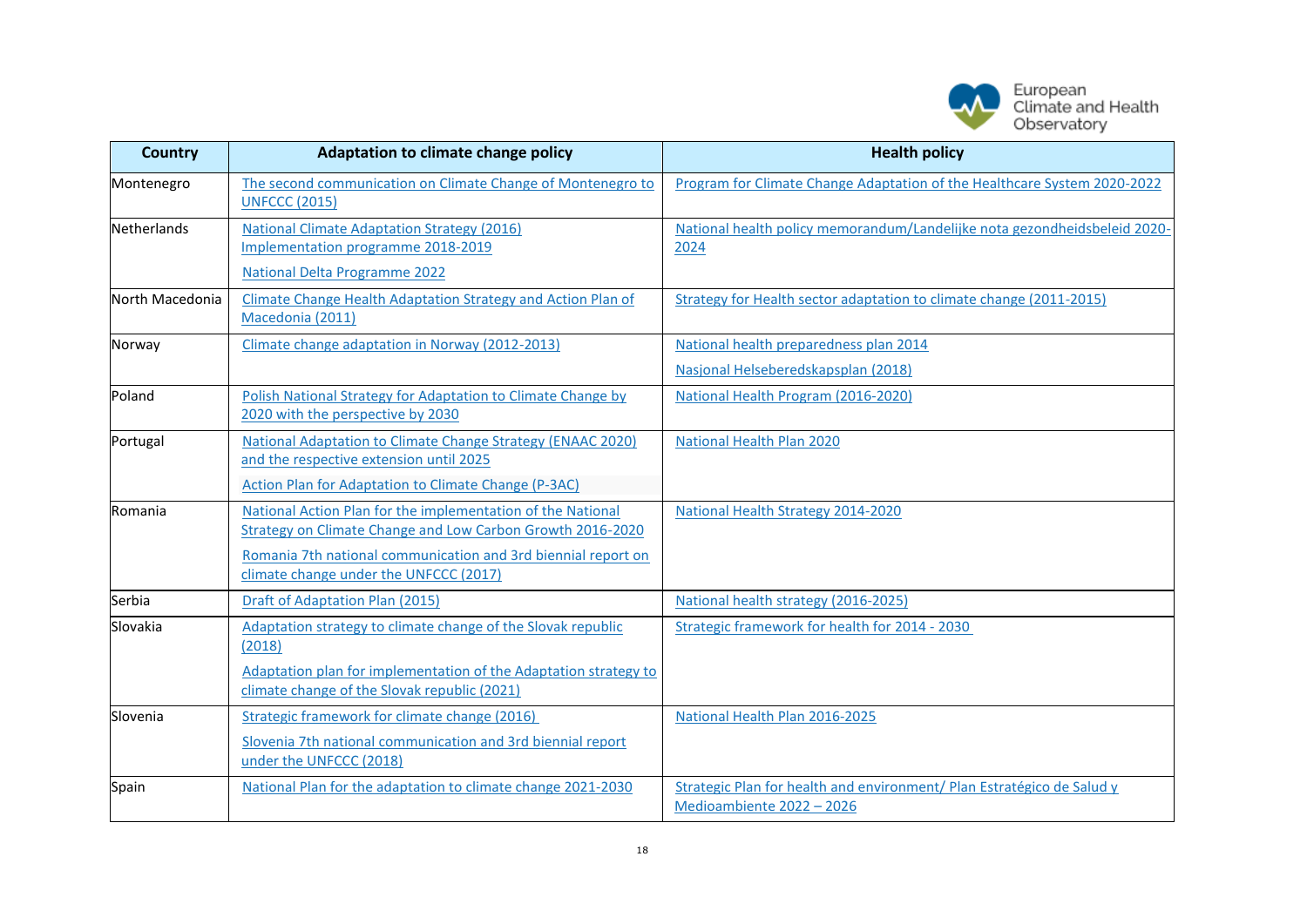| Country | Adaptation to climate change policy | Health policy |
|---|---|---|
| Montenegro | The second communication on Climate Change of Montenegro to UNFCCC (2015) | Program for Climate Change Adaptation of the Healthcare System 2020-2022 |
| Netherlands | National Climate Adaptation Strategy (2016) Implementation programme 2018-2019<br><br>National Delta Programme 2022 | National health policy memorandum/Landelijke nota gezondheidsbeleid 2020-2024 |
| North Macedonia | Climate Change Health Adaptation Strategy and Action Plan of Macedonia (2011) | Strategy for Health sector adaptation to climate change (2011-2015) |
| Norway | Climate change adaptation in Norway (2012-2013) | National health preparedness plan 2014<br><br>Nasjonal Helseberedskapsplan (2018) |
| Poland | Polish National Strategy for Adaptation to Climate Change by 2020 with the perspective by 2030 | National Health Program (2016-2020) |
| Portugal | National Adaptation to Climate Change Strategy (ENAAC 2020) and the respective extension until 2025<br><br>Action Plan for Adaptation to Climate Change (P-3AC) | National Health Plan 2020 |
| Romania | National Action Plan for the implementation of the National Strategy on Climate Change and Low Carbon Growth 2016-2020<br><br>Romania 7th national communication and 3rd biennial report on climate change under the UNFCCC (2017) | National Health Strategy 2014-2020 |
| Serbia | Draft of Adaptation Plan (2015) | National health strategy (2016-2025) |
| Slovakia | Adaptation strategy to climate change of the Slovak republic (2018)<br><br>Adaptation plan for implementation of the Adaptation strategy to climate change of the Slovak republic (2021) | Strategic framework for health for 2014 - 2030 |
| Slovenia | Strategic framework for climate change (2016)<br><br>Slovenia 7th national communication and 3rd biennial report under the UNFCCC (2018) | National Health Plan 2016-2025 |
| Spain | National Plan for the adaptation to climate change 2021-2030 | Strategic Plan for health and environment/ Plan Estratégico de Salud y Medioambiente 2022 – 2026 |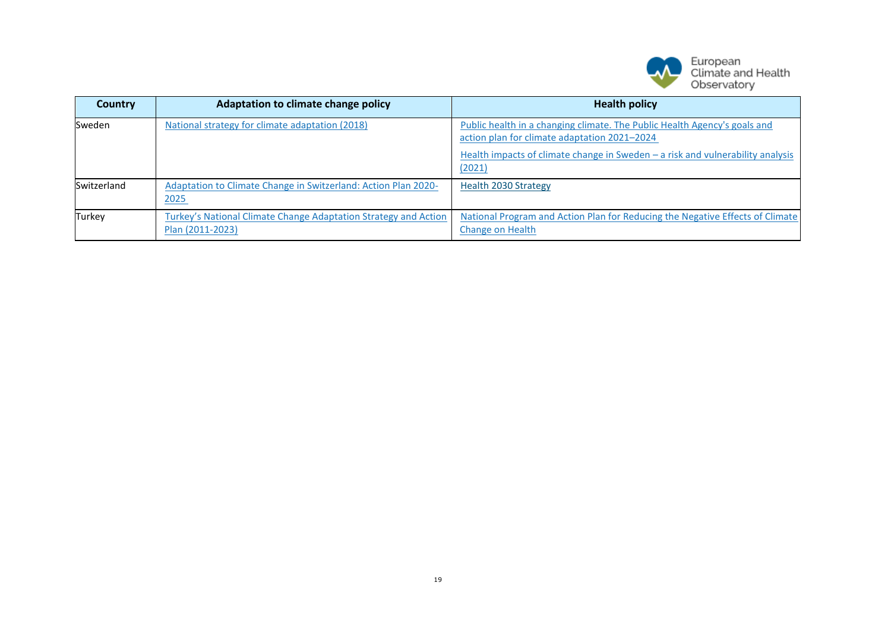| Country | Adaptation to climate change policy | Health policy |
|---|---|---|
| Sweden | National strategy for climate adaptation (2018) | Public health in a changing climate. The Public Health Agency's goals and action plan for climate adaptation 2021–2024<br>Health impacts of climate change in Sweden – a risk and vulnerability analysis (2021) |
| Switzerland | Adaptation to Climate Change in Switzerland: Action Plan 2020-2025 | Health 2030 Strategy |
| Turkey | Turkey's National Climate Change Adaptation Strategy and Action Plan (2011-2023) | National Program and Action Plan for Reducing the Negative Effects of Climate Change on Health |